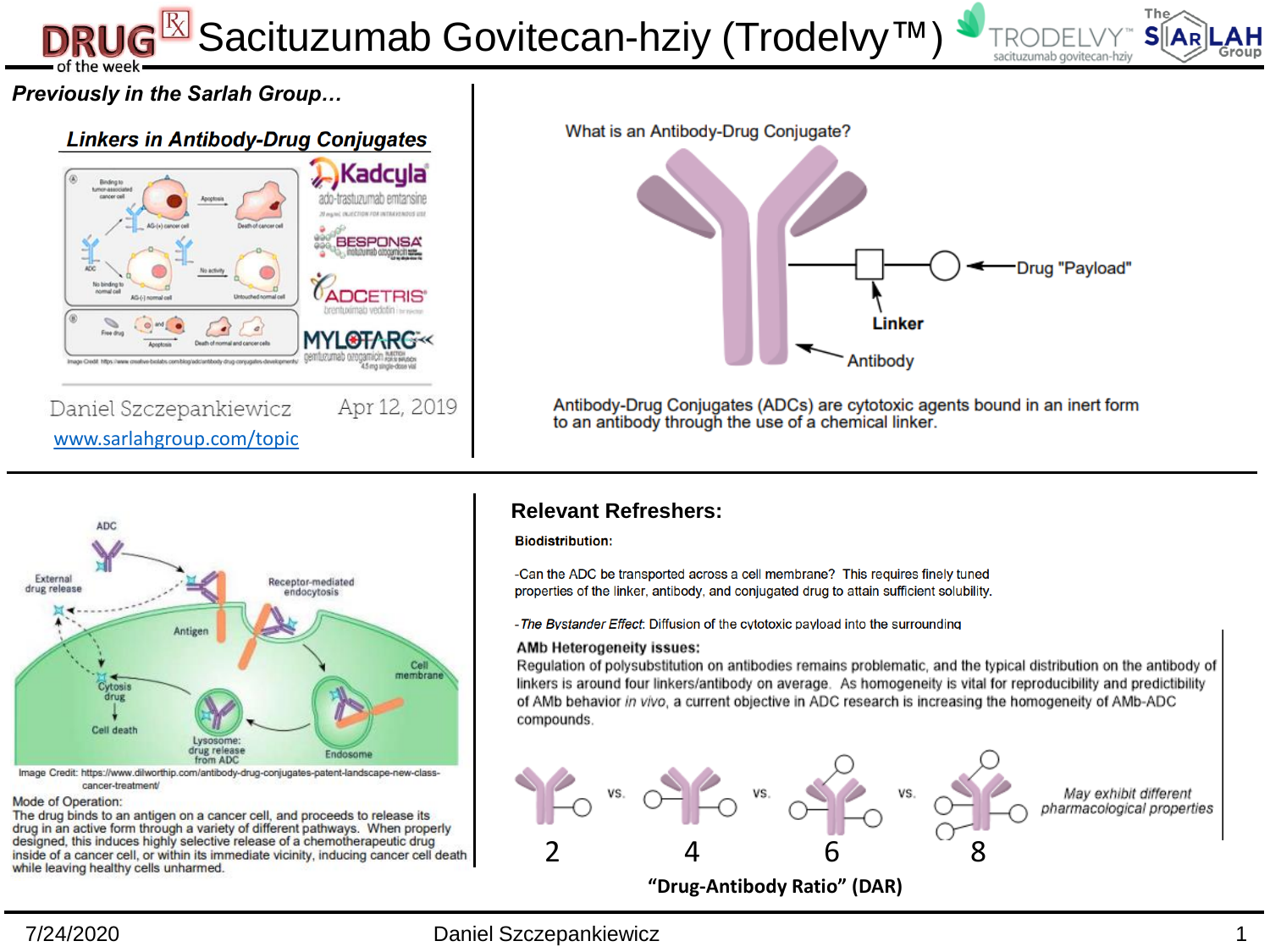# DRUG of the week — Sacituzumab Govitecan-hziy (Trodelvy™)

## Previously in the Sarlah Group…

### Linkers in Antibody-Drug Conjugates

Daniel Szczepankiewicz — Apr 12, 2019

www.sarlahgroup.com/topic

What is an Antibody-Drug Conjugate?

Drug "Payload"

Linker

Antibody

Antibody-Drug Conjugates (ADCs) are cytotoxic agents bound in an inert form to an antibody through the use of a chemical linker.

Image Credit: https://www.dilworthip.com/antibody-drug-conjugates-patent-landscape-new-class-cancer-treatment/

Mode of Operation:
The drug binds to an antigen on a cancer cell, and proceeds to release its drug in an active form through a variety of different pathways. When properly designed, this induces highly selective release of a chemotherapeutic drug inside of a cancer cell, or within its immediate vicinity, inducing cancer cell death while leaving healthy cells unharmed.

## Relevant Refreshers:

**Biodistribution:**

-Can the ADC be transported across a cell membrane? This requires finely tuned properties of the linker, antibody, and conjugated drug to attain sufficient solubility.

-*The Bystander Effect*: Diffusion of the cytotoxic payload into the surrounding

**AMb Heterogeneity issues:**
Regulation of polysubstitution on antibodies remains problematic, and the typical distribution on the antibody of linkers is around four linkers/antibody on average. As homogeneity is vital for reproducibility and predictibility of AMb behavior *in vivo*, a current objective in ADC research is increasing the homogeneity of AMb-ADC compounds.

2 vs. 4 vs. 6 vs. 8 — *May exhibit different pharmacological properties*

**"Drug-Antibody Ratio" (DAR)**

7/24/2020 — Daniel Szczepankiewicz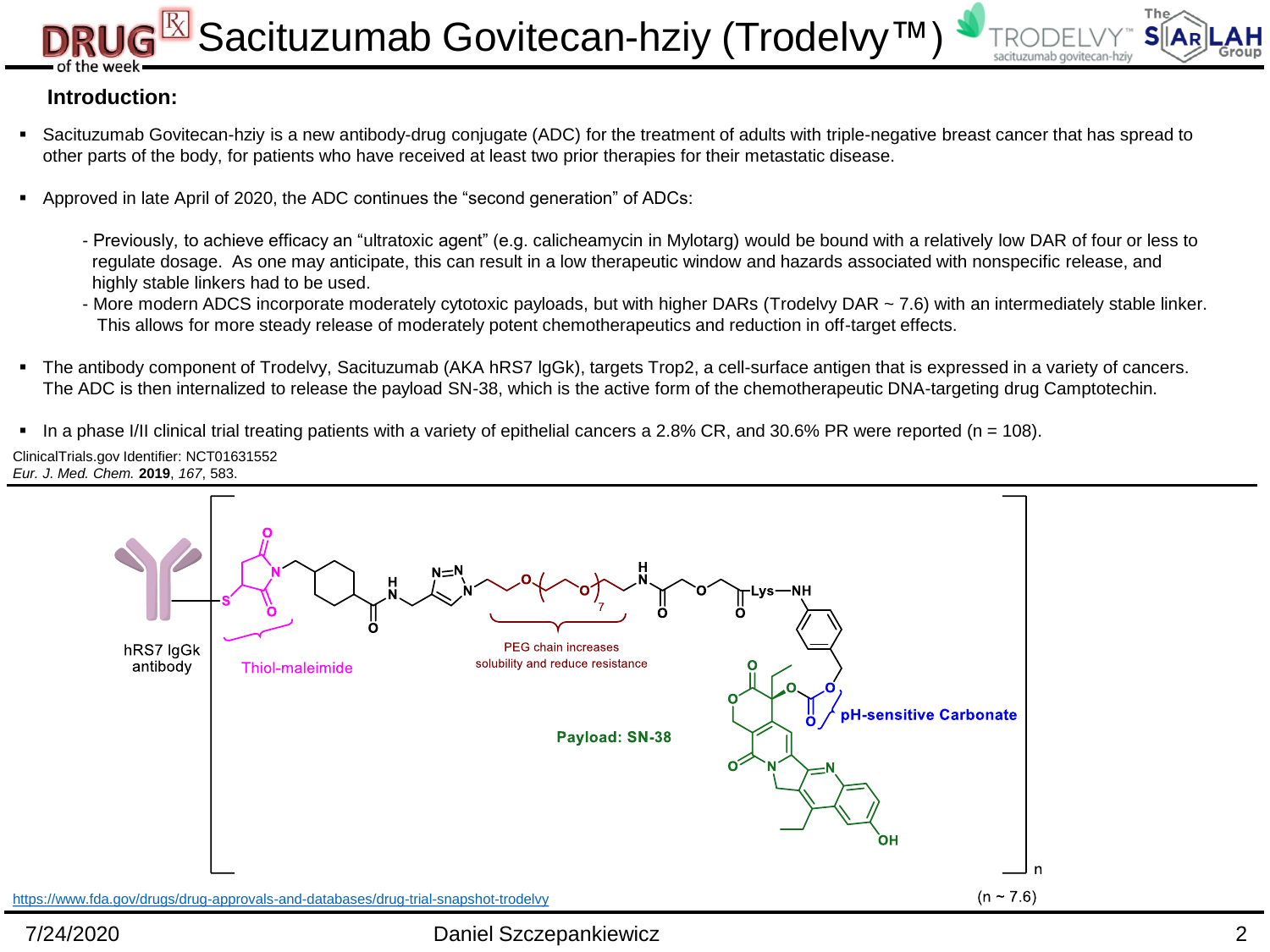# Sacituzumab Govitecan-hziy (Trodelvy™)

### Introduction:

- Sacituzumab Govitecan-hziy is a new antibody-drug conjugate (ADC) for the treatment of adults with triple-negative breast cancer that has spread to other parts of the body, for patients who have received at least two prior therapies for their metastatic disease.

- Approved in late April of 2020, the ADC continues the "second generation" of ADCs:

  - Previously, to achieve efficacy an "ultratoxic agent" (e.g. calicheamycin in Mylotarg) would be bound with a relatively low DAR of four or less to regulate dosage. As one may anticipate, this can result in a low therapeutic window and hazards associated with nonspecific release, and highly stable linkers had to be used.
  - More modern ADCS incorporate moderately cytotoxic payloads, but with higher DARs (Trodelvy DAR ~ 7.6) with an intermediately stable linker. This allows for more steady release of moderately potent chemotherapeutics and reduction in off-target effects.

- The antibody component of Trodelvy, Sacituzumab (AKA hRS7 IgGk), targets Trop2, a cell-surface antigen that is expressed in a variety of cancers. The ADC is then internalized to release the payload SN-38, which is the active form of the chemotherapeutic DNA-targeting drug Camptotechin.

- In a phase I/II clinical trial treating patients with a variety of epithelial cancers a 2.8% CR, and 30.6% PR were reported (n = 108).

ClinicalTrials.gov Identifier: NCT01631552
*Eur. J. Med. Chem.* **2019**, *167*, 583.

hRS7 IgGk antibody

Thiol-maleimide

PEG chain increases solubility and reduce resistance

Payload: SN-38

pH-sensitive Carbonate

(n ~ 7.6)

https://www.fda.gov/drugs/drug-approvals-and-databases/drug-trial-snapshot-trodelvy

7/24/2020 Daniel Szczepankiewicz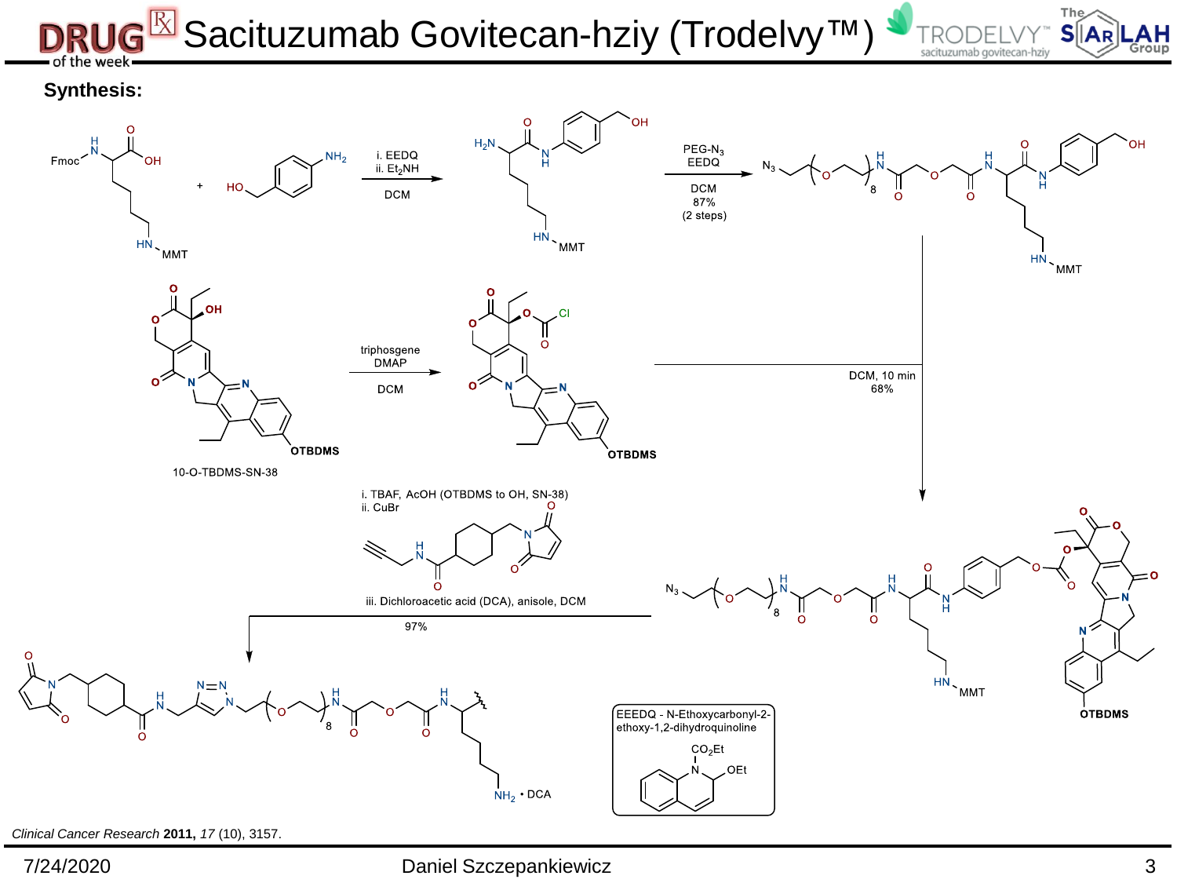# Sacituzumab Govitecan-hziy (Trodelvy™)

## Synthesis:

Fmoc-Lys(MMT)-OH + 4-aminobenzyl alcohol

i. EEDQ
ii. $Et_2NH$
DCM

PEG-$N_3$
EEDQ
DCM
87%
(2 steps)

10-O-TBDMS-SN-38

triphosgene
DMAP
DCM

DCM, 10 min
68%

i. TBAF, AcOH (OTBDMS to OH, SN-38)
ii. CuBr
iii. Dichloroacetic acid (DCA), anisole, DCM
97%

$NH_2$ • DCA

EEDQ - N-Ethoxycarbonyl-2-ethoxy-1,2-dihydroquinoline

*Clinical Cancer Research* **2011,** *17* (10), 3157.

7/24/2020

Daniel Szczepankiewicz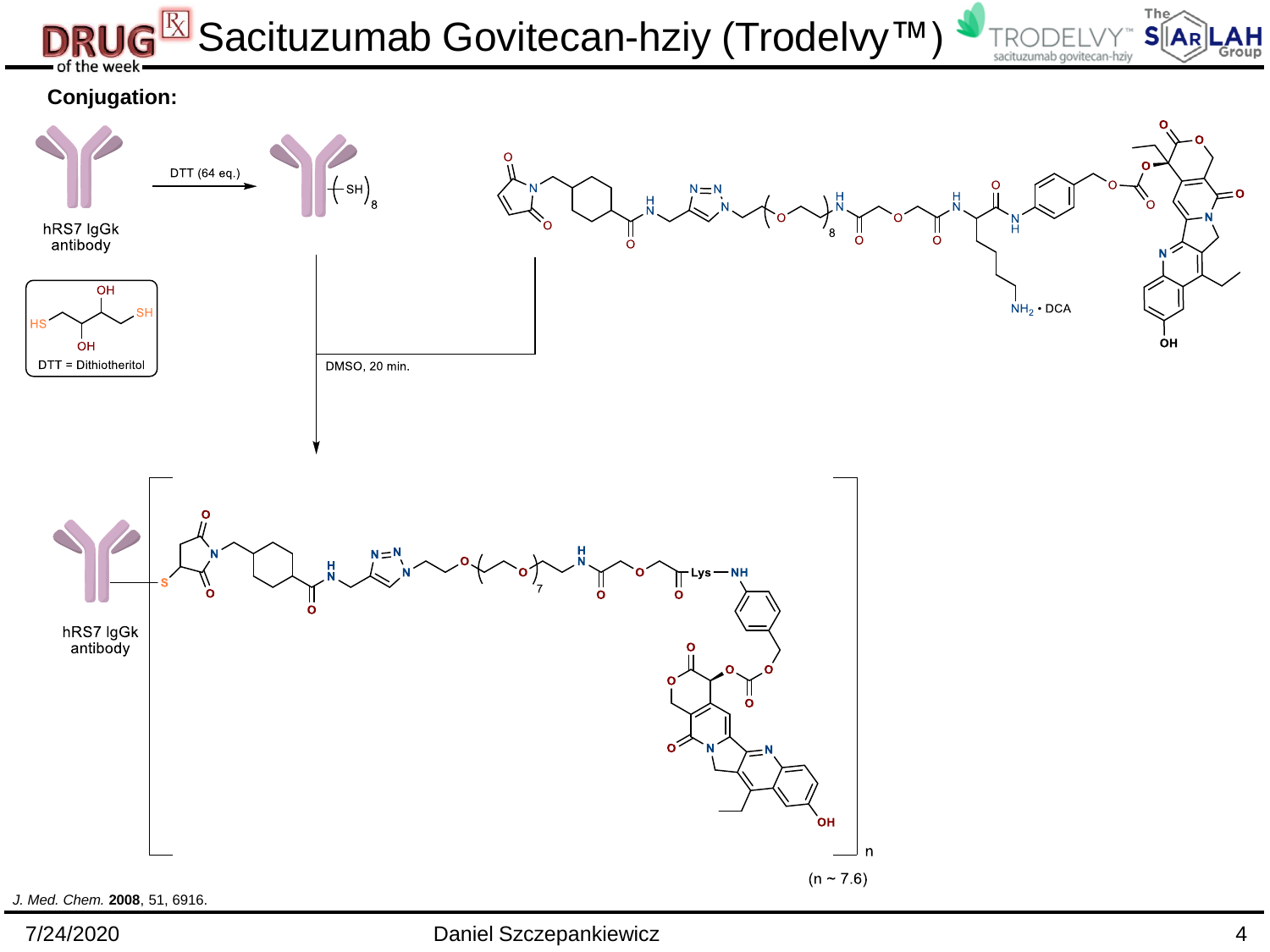# Sacituzumab Govitecan-hziy (Trodelvy™)

**Conjugation:**

hRS7 IgGk antibody

DTT (64 eq.)

DTT = Dithiotheritol

DMSO, 20 min.

NH₂ • DCA

hRS7 IgGk antibody

(n ~ 7.6)

*J. Med. Chem.* **2008**, 51, 6916.

7/24/2020

Daniel Szczepankiewicz